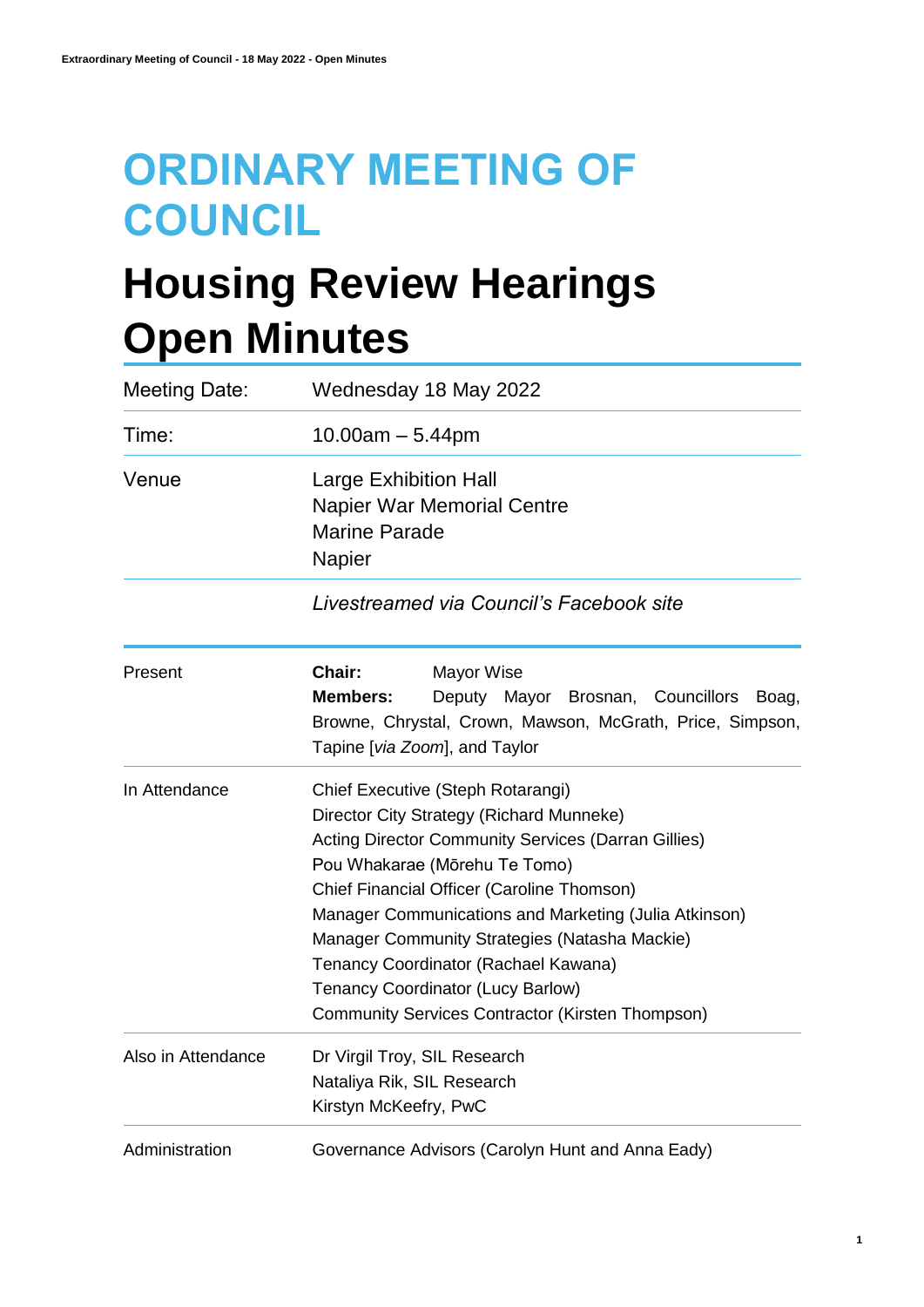# ORDINARY MEETING OF COUNCIL

# Housing Review Hearings Open Minutes

| | |
|---|---|
| Meeting Date: | Wednesday 18 May 2022 |
| Time: | 10.00am – 5.44pm |
| Venue | Large Exhibition Hall<br>Napier War Memorial Centre<br>Marine Parade<br>Napier |
| | *Livestreamed via Council's Facebook site* |

| | |
|---|---|
| Present | **Chair:** Mayor Wise<br>**Members:** Deputy Mayor Brosnan, Councillors Boag, Browne, Chrystal, Crown, Mawson, McGrath, Price, Simpson, Tapine [*via Zoom*], and Taylor |
| In Attendance | Chief Executive (Steph Rotarangi)<br>Director City Strategy (Richard Munneke)<br>Acting Director Community Services (Darran Gillies)<br>Pou Whakarae (Mōrehu Te Tomo)<br>Chief Financial Officer (Caroline Thomson)<br>Manager Communications and Marketing (Julia Atkinson)<br>Manager Community Strategies (Natasha Mackie)<br>Tenancy Coordinator (Rachael Kawana)<br>Tenancy Coordinator (Lucy Barlow)<br>Community Services Contractor (Kirsten Thompson) |
| Also in Attendance | Dr Virgil Troy, SIL Research<br>Nataliya Rik, SIL Research<br>Kirstyn McKeefry, PwC |
| Administration | Governance Advisors (Carolyn Hunt and Anna Eady) |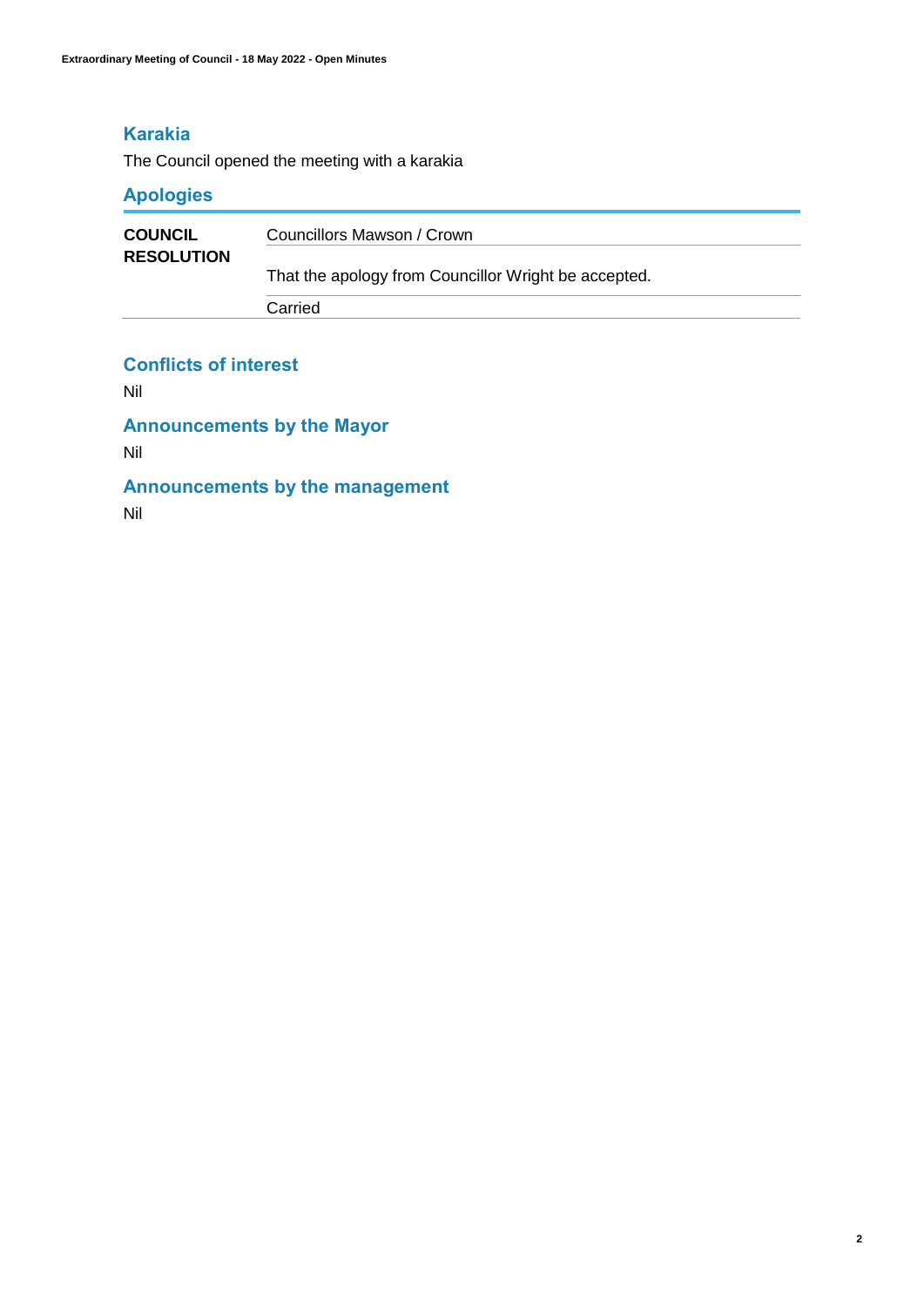## Karakia

The Council opened the meeting with a karakia

## Apologies

| | |
|---|---|
| **COUNCIL RESOLUTION** | Councillors Mawson / Crown |
| | That the apology from Councillor Wright be accepted. |
| | Carried |

## Conflicts of interest

Nil

## Announcements by the Mayor

Nil

## Announcements by the management

Nil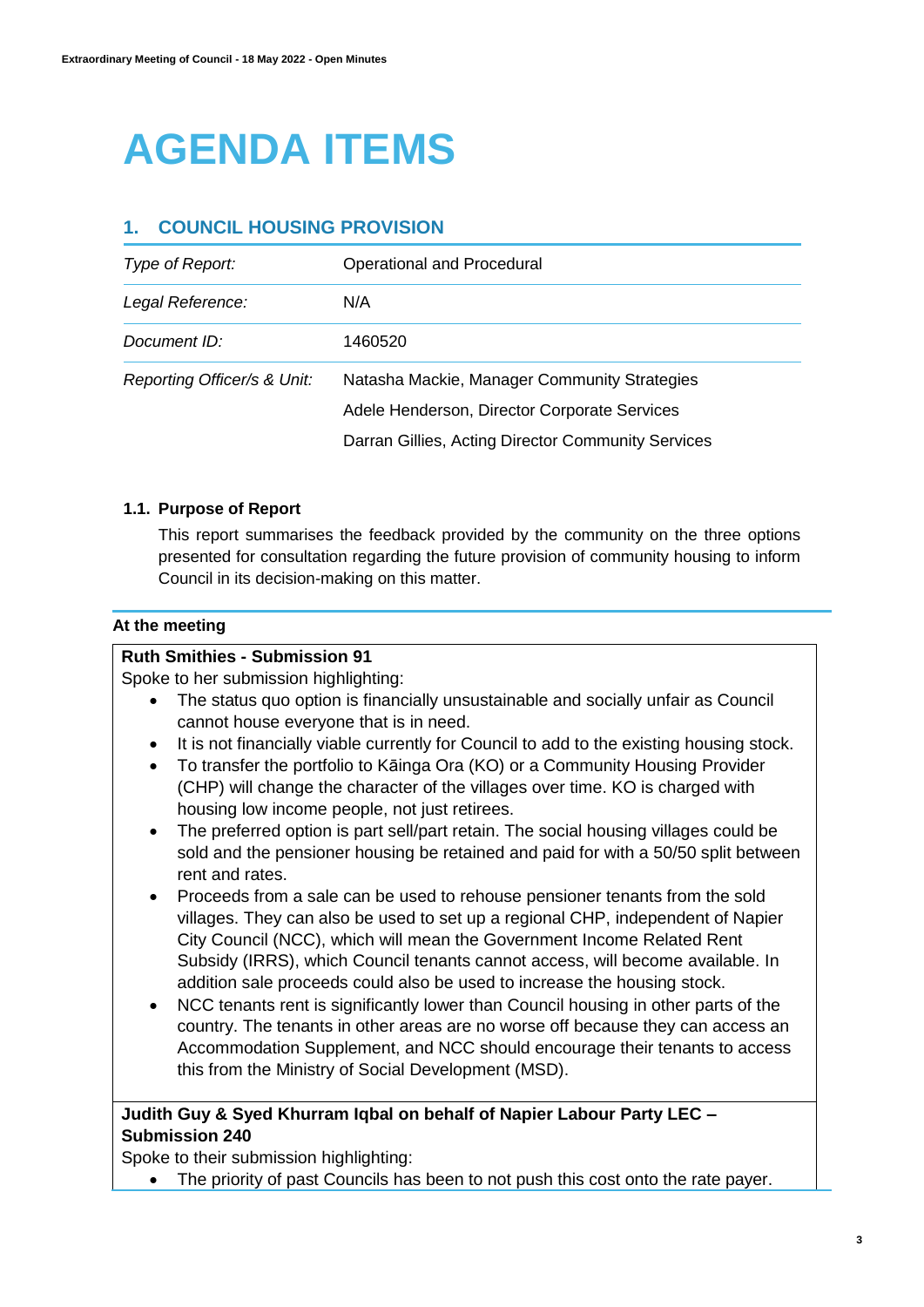# AGENDA ITEMS

## 1. COUNCIL HOUSING PROVISION

| | |
|---|---|
| *Type of Report:* | Operational and Procedural |
| *Legal Reference:* | N/A |
| *Document ID:* | 1460520 |
| *Reporting Officer/s & Unit:* | Natasha Mackie, Manager Community Strategies<br>Adele Henderson, Director Corporate Services<br>Darran Gillies, Acting Director Community Services |

### 1.1. Purpose of Report

This report summarises the feedback provided by the community on the three options presented for consultation regarding the future provision of community housing to inform Council in its decision-making on this matter.

**At the meeting**

**Ruth Smithies - Submission 91**

Spoke to her submission highlighting:

- The status quo option is financially unsustainable and socially unfair as Council cannot house everyone that is in need.
- It is not financially viable currently for Council to add to the existing housing stock.
- To transfer the portfolio to Kāinga Ora (KO) or a Community Housing Provider (CHP) will change the character of the villages over time. KO is charged with housing low income people, not just retirees.
- The preferred option is part sell/part retain. The social housing villages could be sold and the pensioner housing be retained and paid for with a 50/50 split between rent and rates.
- Proceeds from a sale can be used to rehouse pensioner tenants from the sold villages. They can also be used to set up a regional CHP, independent of Napier City Council (NCC), which will mean the Government Income Related Rent Subsidy (IRRS), which Council tenants cannot access, will become available. In addition sale proceeds could also be used to increase the housing stock.
- NCC tenants rent is significantly lower than Council housing in other parts of the country. The tenants in other areas are no worse off because they can access an Accommodation Supplement, and NCC should encourage their tenants to access this from the Ministry of Social Development (MSD).

**Judith Guy & Syed Khurram Iqbal on behalf of Napier Labour Party LEC – Submission 240**

Spoke to their submission highlighting:

- The priority of past Councils has been to not push this cost onto the rate payer.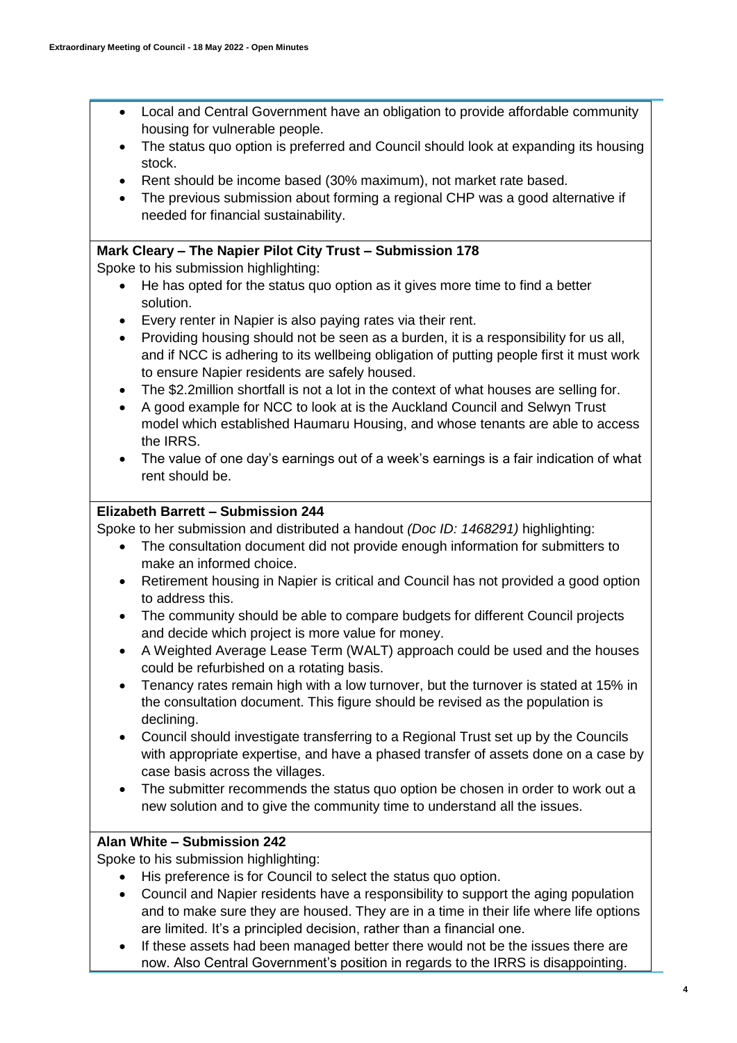- Local and Central Government have an obligation to provide affordable community housing for vulnerable people.
- The status quo option is preferred and Council should look at expanding its housing stock.
- Rent should be income based (30% maximum), not market rate based.
- The previous submission about forming a regional CHP was a good alternative if needed for financial sustainability.

**Mark Cleary – The Napier Pilot City Trust – Submission 178**

Spoke to his submission highlighting:

- He has opted for the status quo option as it gives more time to find a better solution.
- Every renter in Napier is also paying rates via their rent.
- Providing housing should not be seen as a burden, it is a responsibility for us all, and if NCC is adhering to its wellbeing obligation of putting people first it must work to ensure Napier residents are safely housed.
- The $2.2million shortfall is not a lot in the context of what houses are selling for.
- A good example for NCC to look at is the Auckland Council and Selwyn Trust model which established Haumaru Housing, and whose tenants are able to access the IRRS.
- The value of one day's earnings out of a week's earnings is a fair indication of what rent should be.

**Elizabeth Barrett – Submission 244**

Spoke to her submission and distributed a handout *(Doc ID: 1468291)* highlighting:

- The consultation document did not provide enough information for submitters to make an informed choice.
- Retirement housing in Napier is critical and Council has not provided a good option to address this.
- The community should be able to compare budgets for different Council projects and decide which project is more value for money.
- A Weighted Average Lease Term (WALT) approach could be used and the houses could be refurbished on a rotating basis.
- Tenancy rates remain high with a low turnover, but the turnover is stated at 15% in the consultation document. This figure should be revised as the population is declining.
- Council should investigate transferring to a Regional Trust set up by the Councils with appropriate expertise, and have a phased transfer of assets done on a case by case basis across the villages.
- The submitter recommends the status quo option be chosen in order to work out a new solution and to give the community time to understand all the issues.

**Alan White – Submission 242**

Spoke to his submission highlighting:

- His preference is for Council to select the status quo option.
- Council and Napier residents have a responsibility to support the aging population and to make sure they are housed. They are in a time in their life where life options are limited. It's a principled decision, rather than a financial one.
- If these assets had been managed better there would not be the issues there are now. Also Central Government's position in regards to the IRRS is disappointing.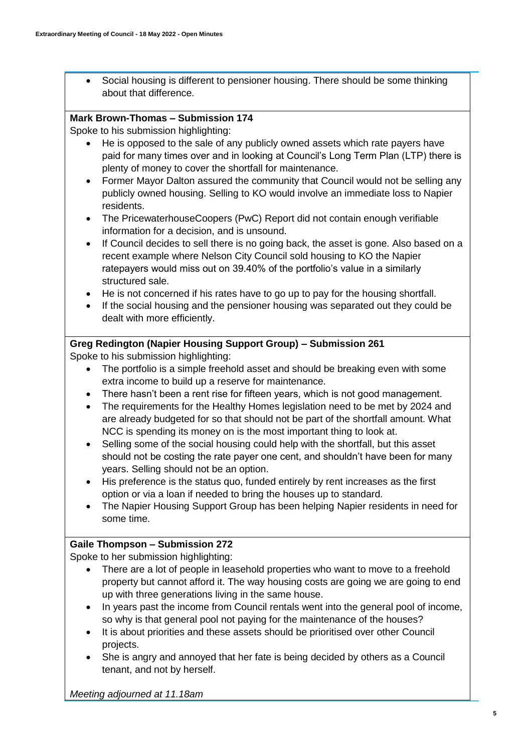- Social housing is different to pensioner housing. There should be some thinking about that difference.

**Mark Brown-Thomas – Submission 174**

Spoke to his submission highlighting:

- He is opposed to the sale of any publicly owned assets which rate payers have paid for many times over and in looking at Council's Long Term Plan (LTP) there is plenty of money to cover the shortfall for maintenance.
- Former Mayor Dalton assured the community that Council would not be selling any publicly owned housing. Selling to KO would involve an immediate loss to Napier residents.
- The PricewaterhouseCoopers (PwC) Report did not contain enough verifiable information for a decision, and is unsound.
- If Council decides to sell there is no going back, the asset is gone. Also based on a recent example where Nelson City Council sold housing to KO the Napier ratepayers would miss out on 39.40% of the portfolio's value in a similarly structured sale.
- He is not concerned if his rates have to go up to pay for the housing shortfall.
- If the social housing and the pensioner housing was separated out they could be dealt with more efficiently.

**Greg Redington (Napier Housing Support Group) – Submission 261**

Spoke to his submission highlighting:

- The portfolio is a simple freehold asset and should be breaking even with some extra income to build up a reserve for maintenance.
- There hasn't been a rent rise for fifteen years, which is not good management.
- The requirements for the Healthy Homes legislation need to be met by 2024 and are already budgeted for so that should not be part of the shortfall amount. What NCC is spending its money on is the most important thing to look at.
- Selling some of the social housing could help with the shortfall, but this asset should not be costing the rate payer one cent, and shouldn't have been for many years. Selling should not be an option.
- His preference is the status quo, funded entirely by rent increases as the first option or via a loan if needed to bring the houses up to standard.
- The Napier Housing Support Group has been helping Napier residents in need for some time.

**Gaile Thompson – Submission 272**

Spoke to her submission highlighting:

- There are a lot of people in leasehold properties who want to move to a freehold property but cannot afford it. The way housing costs are going we are going to end up with three generations living in the same house.
- In years past the income from Council rentals went into the general pool of income, so why is that general pool not paying for the maintenance of the houses?
- It is about priorities and these assets should be prioritised over other Council projects.
- She is angry and annoyed that her fate is being decided by others as a Council tenant, and not by herself.

*Meeting adjourned at 11.18am*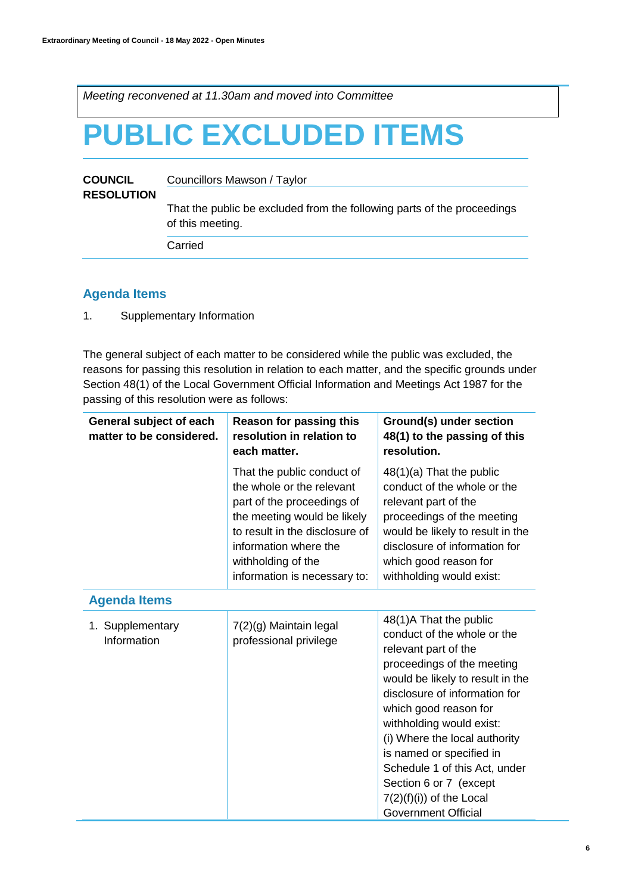*Meeting reconvened at 11.30am and moved into Committee*

# PUBLIC EXCLUDED ITEMS

| **COUNCIL RESOLUTION** | Councillors Mawson / Taylor |
|---|---|
| | That the public be excluded from the following parts of the proceedings of this meeting. |
| | Carried |

## Agenda Items

1. Supplementary Information

The general subject of each matter to be considered while the public was excluded, the reasons for passing this resolution in relation to each matter, and the specific grounds under Section 48(1) of the Local Government Official Information and Meetings Act 1987 for the passing of this resolution were as follows:

| **General subject of each matter to be considered.** | **Reason for passing this resolution in relation to each matter.** | **Ground(s) under section 48(1) to the passing of this resolution.** |
|---|---|---|
| | That the public conduct of the whole or the relevant part of the proceedings of the meeting would be likely to result in the disclosure of information where the withholding of the information is necessary to: | 48(1)(a) That the public conduct of the whole or the relevant part of the proceedings of the meeting would be likely to result in the disclosure of information for which good reason for withholding would exist: |
| **Agenda Items** | | |
| 1. Supplementary Information | 7(2)(g) Maintain legal professional privilege | 48(1)A That the public conduct of the whole or the relevant part of the proceedings of the meeting would be likely to result in the disclosure of information for which good reason for withholding would exist: (i) Where the local authority is named or specified in Schedule 1 of this Act, under Section 6 or 7 (except 7(2)(f)(i)) of the Local Government Official |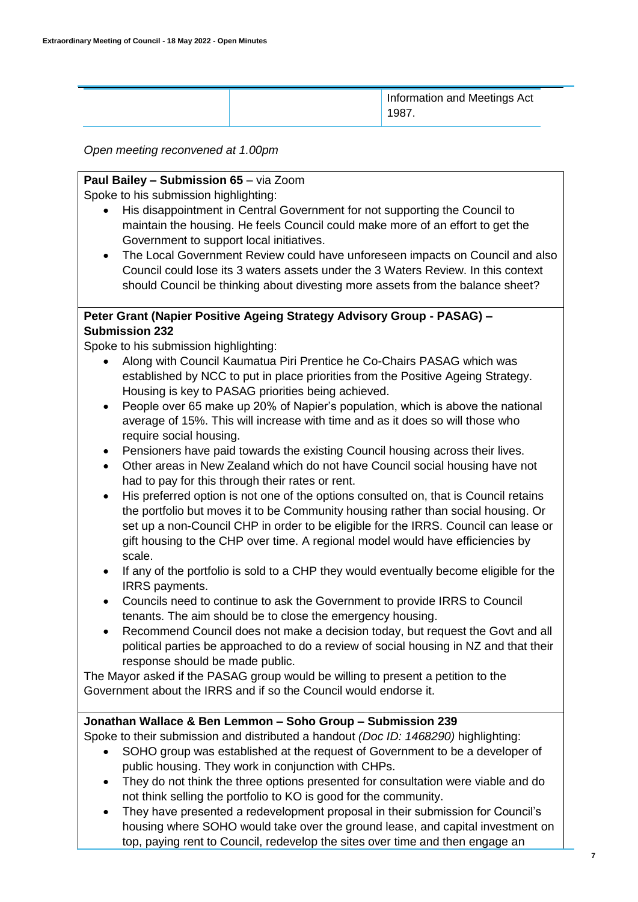| | | Information and Meetings Act 1987. |
|---|---|---|

*Open meeting reconvened at 1.00pm*

**Paul Bailey – Submission 65** – via Zoom

Spoke to his submission highlighting:

- His disappointment in Central Government for not supporting the Council to maintain the housing. He feels Council could make more of an effort to get the Government to support local initiatives.
- The Local Government Review could have unforeseen impacts on Council and also Council could lose its 3 waters assets under the 3 Waters Review. In this context should Council be thinking about divesting more assets from the balance sheet?

**Peter Grant (Napier Positive Ageing Strategy Advisory Group - PASAG) – Submission 232**

Spoke to his submission highlighting:

- Along with Council Kaumatua Piri Prentice he Co-Chairs PASAG which was established by NCC to put in place priorities from the Positive Ageing Strategy. Housing is key to PASAG priorities being achieved.
- People over 65 make up 20% of Napier's population, which is above the national average of 15%. This will increase with time and as it does so will those who require social housing.
- Pensioners have paid towards the existing Council housing across their lives.
- Other areas in New Zealand which do not have Council social housing have not had to pay for this through their rates or rent.
- His preferred option is not one of the options consulted on, that is Council retains the portfolio but moves it to be Community housing rather than social housing. Or set up a non-Council CHP in order to be eligible for the IRRS. Council can lease or gift housing to the CHP over time. A regional model would have efficiencies by scale.
- If any of the portfolio is sold to a CHP they would eventually become eligible for the IRRS payments.
- Councils need to continue to ask the Government to provide IRRS to Council tenants. The aim should be to close the emergency housing.
- Recommend Council does not make a decision today, but request the Govt and all political parties be approached to do a review of social housing in NZ and that their response should be made public.

The Mayor asked if the PASAG group would be willing to present a petition to the Government about the IRRS and if so the Council would endorse it.

**Jonathan Wallace & Ben Lemmon – Soho Group – Submission 239**

Spoke to their submission and distributed a handout *(Doc ID: 1468290)* highlighting:

- SOHO group was established at the request of Government to be a developer of public housing. They work in conjunction with CHPs.
- They do not think the three options presented for consultation were viable and do not think selling the portfolio to KO is good for the community.
- They have presented a redevelopment proposal in their submission for Council's housing where SOHO would take over the ground lease, and capital investment on top, paying rent to Council, redevelop the sites over time and then engage an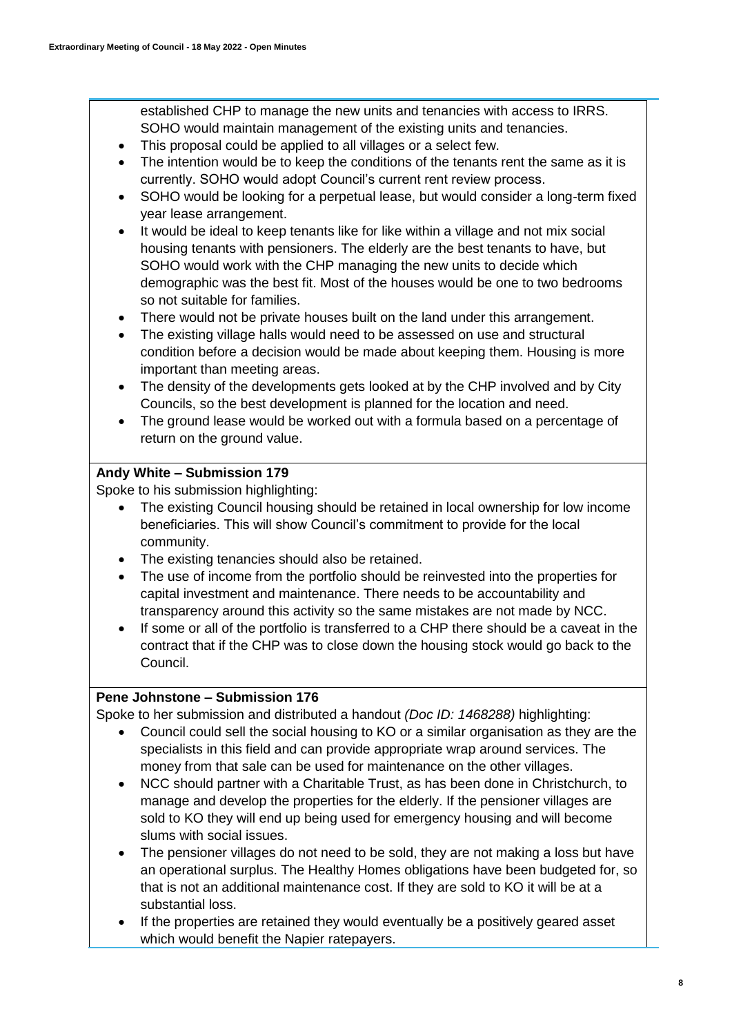established CHP to manage the new units and tenancies with access to IRRS. SOHO would maintain management of the existing units and tenancies.

- This proposal could be applied to all villages or a select few.
- The intention would be to keep the conditions of the tenants rent the same as it is currently. SOHO would adopt Council's current rent review process.
- SOHO would be looking for a perpetual lease, but would consider a long-term fixed year lease arrangement.
- It would be ideal to keep tenants like for like within a village and not mix social housing tenants with pensioners. The elderly are the best tenants to have, but SOHO would work with the CHP managing the new units to decide which demographic was the best fit. Most of the houses would be one to two bedrooms so not suitable for families.
- There would not be private houses built on the land under this arrangement.
- The existing village halls would need to be assessed on use and structural condition before a decision would be made about keeping them. Housing is more important than meeting areas.
- The density of the developments gets looked at by the CHP involved and by City Councils, so the best development is planned for the location and need.
- The ground lease would be worked out with a formula based on a percentage of return on the ground value.

**Andy White – Submission 179**

Spoke to his submission highlighting:

- The existing Council housing should be retained in local ownership for low income beneficiaries. This will show Council's commitment to provide for the local community.
- The existing tenancies should also be retained.
- The use of income from the portfolio should be reinvested into the properties for capital investment and maintenance. There needs to be accountability and transparency around this activity so the same mistakes are not made by NCC.
- If some or all of the portfolio is transferred to a CHP there should be a caveat in the contract that if the CHP was to close down the housing stock would go back to the Council.

**Pene Johnstone – Submission 176**

Spoke to her submission and distributed a handout *(Doc ID: 1468288)* highlighting:

- Council could sell the social housing to KO or a similar organisation as they are the specialists in this field and can provide appropriate wrap around services. The money from that sale can be used for maintenance on the other villages.
- NCC should partner with a Charitable Trust, as has been done in Christchurch, to manage and develop the properties for the elderly. If the pensioner villages are sold to KO they will end up being used for emergency housing and will become slums with social issues.
- The pensioner villages do not need to be sold, they are not making a loss but have an operational surplus. The Healthy Homes obligations have been budgeted for, so that is not an additional maintenance cost. If they are sold to KO it will be at a substantial loss.
- If the properties are retained they would eventually be a positively geared asset which would benefit the Napier ratepayers.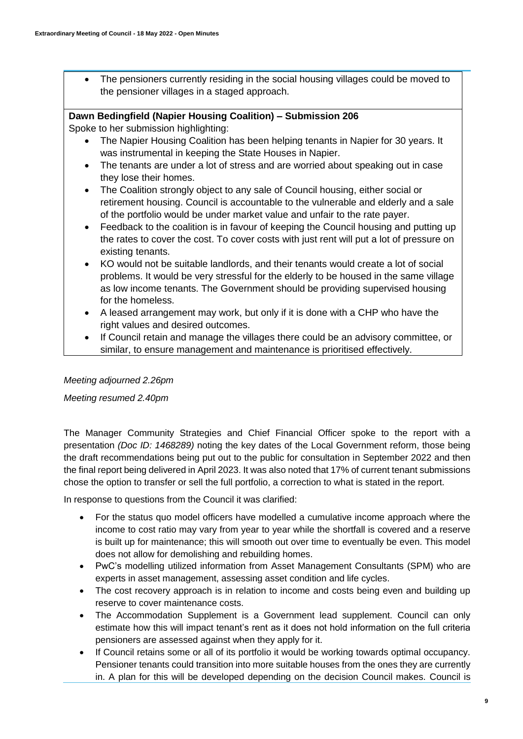- The pensioners currently residing in the social housing villages could be moved to the pensioner villages in a staged approach.

**Dawn Bedingfield (Napier Housing Coalition) – Submission 206**
Spoke to her submission highlighting:

- The Napier Housing Coalition has been helping tenants in Napier for 30 years. It was instrumental in keeping the State Houses in Napier.
- The tenants are under a lot of stress and are worried about speaking out in case they lose their homes.
- The Coalition strongly object to any sale of Council housing, either social or retirement housing. Council is accountable to the vulnerable and elderly and a sale of the portfolio would be under market value and unfair to the rate payer.
- Feedback to the coalition is in favour of keeping the Council housing and putting up the rates to cover the cost. To cover costs with just rent will put a lot of pressure on existing tenants.
- KO would not be suitable landlords, and their tenants would create a lot of social problems. It would be very stressful for the elderly to be housed in the same village as low income tenants. The Government should be providing supervised housing for the homeless.
- A leased arrangement may work, but only if it is done with a CHP who have the right values and desired outcomes.
- If Council retain and manage the villages there could be an advisory committee, or similar, to ensure management and maintenance is prioritised effectively.

*Meeting adjourned 2.26pm*

*Meeting resumed 2.40pm*

The Manager Community Strategies and Chief Financial Officer spoke to the report with a presentation *(Doc ID: 1468289)* noting the key dates of the Local Government reform, those being the draft recommendations being put out to the public for consultation in September 2022 and then the final report being delivered in April 2023. It was also noted that 17% of current tenant submissions chose the option to transfer or sell the full portfolio, a correction to what is stated in the report.

In response to questions from the Council it was clarified:

- For the status quo model officers have modelled a cumulative income approach where the income to cost ratio may vary from year to year while the shortfall is covered and a reserve is built up for maintenance; this will smooth out over time to eventually be even. This model does not allow for demolishing and rebuilding homes.
- PwC's modelling utilized information from Asset Management Consultants (SPM) who are experts in asset management, assessing asset condition and life cycles.
- The cost recovery approach is in relation to income and costs being even and building up reserve to cover maintenance costs.
- The Accommodation Supplement is a Government lead supplement. Council can only estimate how this will impact tenant's rent as it does not hold information on the full criteria pensioners are assessed against when they apply for it.
- If Council retains some or all of its portfolio it would be working towards optimal occupancy. Pensioner tenants could transition into more suitable houses from the ones they are currently in. A plan for this will be developed depending on the decision Council makes. Council is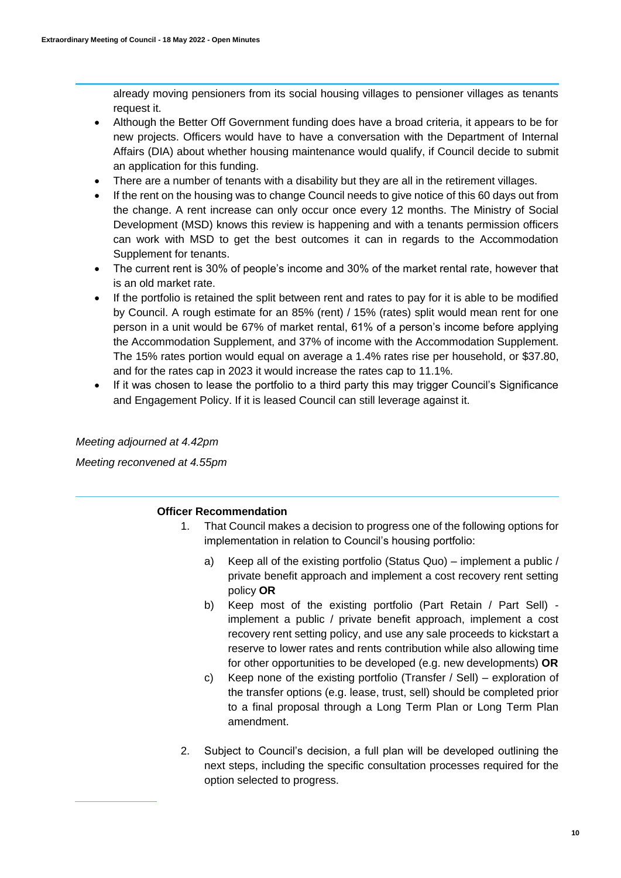already moving pensioners from its social housing villages to pensioner villages as tenants request it.

- Although the Better Off Government funding does have a broad criteria, it appears to be for new projects. Officers would have to have a conversation with the Department of Internal Affairs (DIA) about whether housing maintenance would qualify, if Council decide to submit an application for this funding.
- There are a number of tenants with a disability but they are all in the retirement villages.
- If the rent on the housing was to change Council needs to give notice of this 60 days out from the change. A rent increase can only occur once every 12 months. The Ministry of Social Development (MSD) knows this review is happening and with a tenants permission officers can work with MSD to get the best outcomes it can in regards to the Accommodation Supplement for tenants.
- The current rent is 30% of people's income and 30% of the market rental rate, however that is an old market rate.
- If the portfolio is retained the split between rent and rates to pay for it is able to be modified by Council. A rough estimate for an 85% (rent) / 15% (rates) split would mean rent for one person in a unit would be 67% of market rental, 61% of a person's income before applying the Accommodation Supplement, and 37% of income with the Accommodation Supplement. The 15% rates portion would equal on average a 1.4% rates rise per household, or $37.80, and for the rates cap in 2023 it would increase the rates cap to 11.1%.
- If it was chosen to lease the portfolio to a third party this may trigger Council's Significance and Engagement Policy. If it is leased Council can still leverage against it.

*Meeting adjourned at 4.42pm*

*Meeting reconvened at 4.55pm*

**Officer Recommendation**

1. That Council makes a decision to progress one of the following options for implementation in relation to Council's housing portfolio:

   a) Keep all of the existing portfolio (Status Quo) – implement a public / private benefit approach and implement a cost recovery rent setting policy **OR**

   b) Keep most of the existing portfolio (Part Retain / Part Sell) - implement a public / private benefit approach, implement a cost recovery rent setting policy, and use any sale proceeds to kickstart a reserve to lower rates and rents contribution while also allowing time for other opportunities to be developed (e.g. new developments) **OR**

   c) Keep none of the existing portfolio (Transfer / Sell) – exploration of the transfer options (e.g. lease, trust, sell) should be completed prior to a final proposal through a Long Term Plan or Long Term Plan amendment.

2. Subject to Council's decision, a full plan will be developed outlining the next steps, including the specific consultation processes required for the option selected to progress.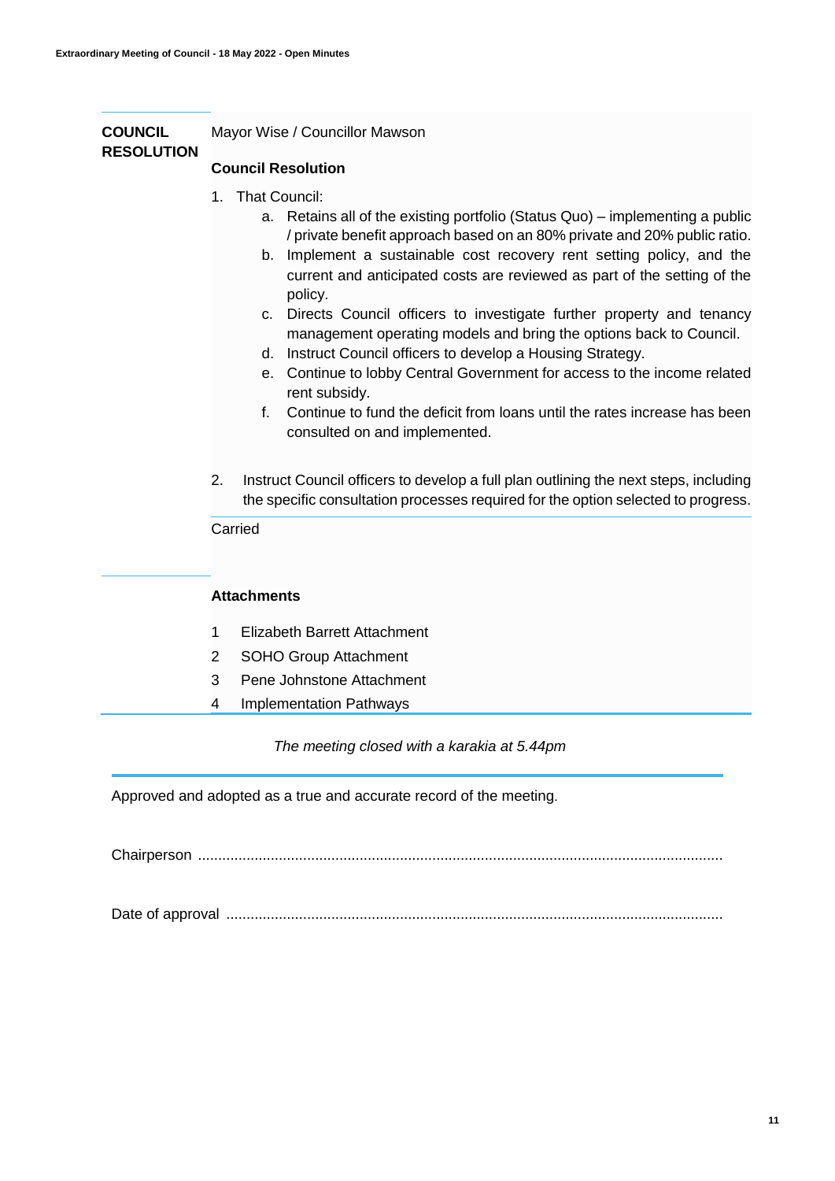**COUNCIL RESOLUTION**

Mayor Wise / Councillor Mawson

**Council Resolution**

1. That Council:
   a. Retains all of the existing portfolio (Status Quo) – implementing a public / private benefit approach based on an 80% private and 20% public ratio.
   b. Implement a sustainable cost recovery rent setting policy, and the current and anticipated costs are reviewed as part of the setting of the policy.
   c. Directs Council officers to investigate further property and tenancy management operating models and bring the options back to Council.
   d. Instruct Council officers to develop a Housing Strategy.
   e. Continue to lobby Central Government for access to the income related rent subsidy.
   f. Continue to fund the deficit from loans until the rates increase has been consulted on and implemented.

2. Instruct Council officers to develop a full plan outlining the next steps, including the specific consultation processes required for the option selected to progress.

Carried

**Attachments**

1. Elizabeth Barrett Attachment
2. SOHO Group Attachment
3. Pene Johnstone Attachment
4. Implementation Pathways

*The meeting closed with a karakia at 5.44pm*

Approved and adopted as a true and accurate record of the meeting.

Chairperson ..........................................................................................................................

Date of approval ..................................................................................................................